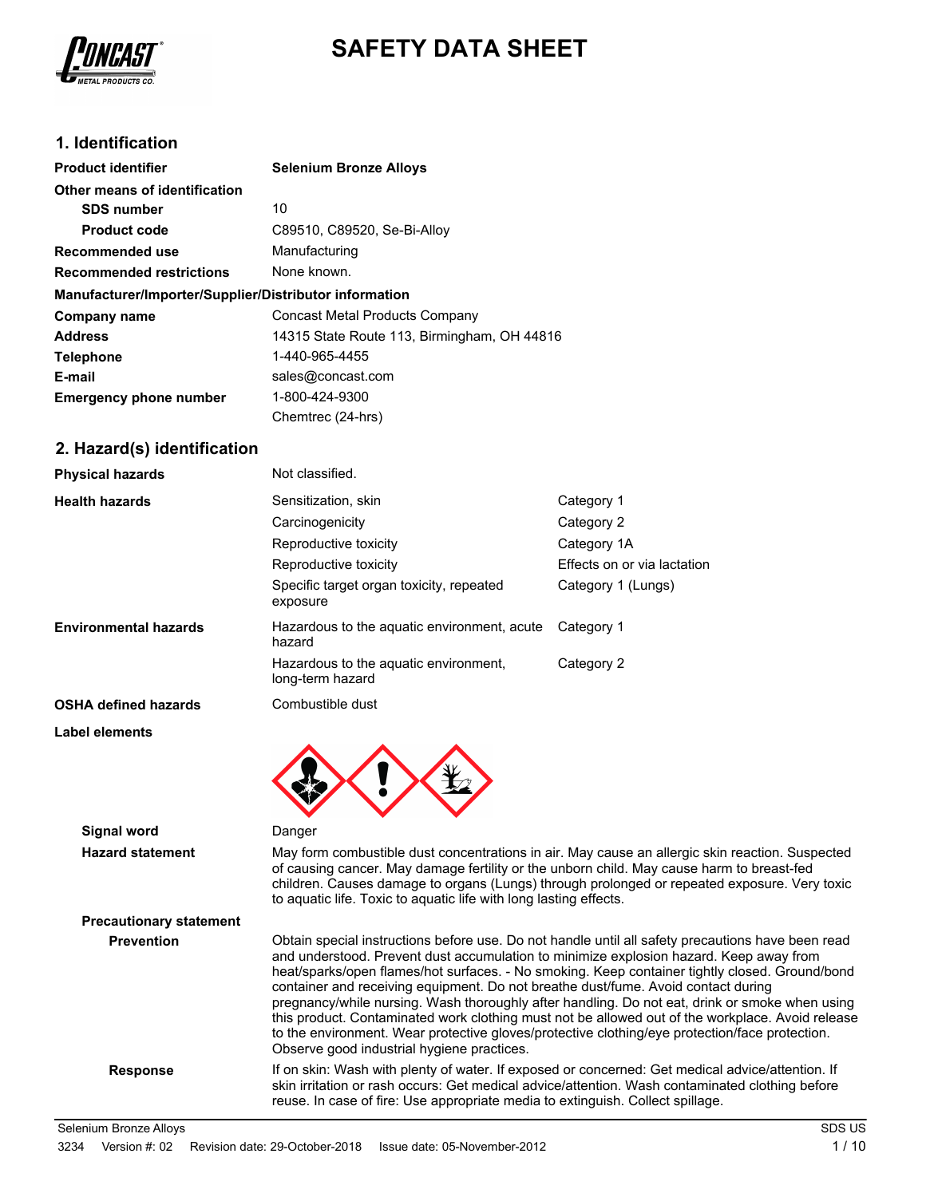# SAFETY DATA SHEET

## 1. Identification

| | |
|---|---|
| **Product identifier** | **Selenium Bronze Alloys** |
| **Other means of identification** | |
| **SDS number** | 10 |
| **Product code** | C89510, C89520, Se-Bi-Alloy |
| **Recommended use** | Manufacturing |
| **Recommended restrictions** | None known. |

**Manufacturer/Importer/Supplier/Distributor information**

| | |
|---|---|
| **Company name** | Concast Metal Products Company |
| **Address** | 14315 State Route 113, Birmingham, OH 44816 |
| **Telephone** | 1-440-965-4455 |
| **E-mail** | sales@concast.com |
| **Emergency phone number** | 1-800-424-9300<br>Chemtrec (24-hrs) |

## 2. Hazard(s) identification

| | | |
|---|---|---|
| **Physical hazards** | Not classified. | |
| **Health hazards** | Sensitization, skin | Category 1 |
| | Carcinogenicity | Category 2 |
| | Reproductive toxicity | Category 1A |
| | Reproductive toxicity | Effects on or via lactation |
| | Specific target organ toxicity, repeated exposure | Category 1 (Lungs) |
| **Environmental hazards** | Hazardous to the aquatic environment, acute hazard | Category 1 |
| | Hazardous to the aquatic environment, long-term hazard | Category 2 |
| **OSHA defined hazards** | Combustible dust | |

**Label elements**

**Signal word** Danger

**Hazard statement** May form combustible dust concentrations in air. May cause an allergic skin reaction. Suspected of causing cancer. May damage fertility or the unborn child. May cause harm to breast-fed children. Causes damage to organs (Lungs) through prolonged or repeated exposure. Very toxic to aquatic life. Toxic to aquatic life with long lasting effects.

**Precautionary statement**

**Prevention** Obtain special instructions before use. Do not handle until all safety precautions have been read and understood. Prevent dust accumulation to minimize explosion hazard. Keep away from heat/sparks/open flames/hot surfaces. - No smoking. Keep container tightly closed. Ground/bond container and receiving equipment. Do not breathe dust/fume. Avoid contact during pregnancy/while nursing. Wash thoroughly after handling. Do not eat, drink or smoke when using this product. Contaminated work clothing must not be allowed out of the workplace. Avoid release to the environment. Wear protective gloves/protective clothing/eye protection/face protection. Observe good industrial hygiene practices.

**Response** If on skin: Wash with plenty of water. If exposed or concerned: Get medical advice/attention. If skin irritation or rash occurs: Get medical advice/attention. Wash contaminated clothing before reuse. In case of fire: Use appropriate media to extinguish. Collect spillage.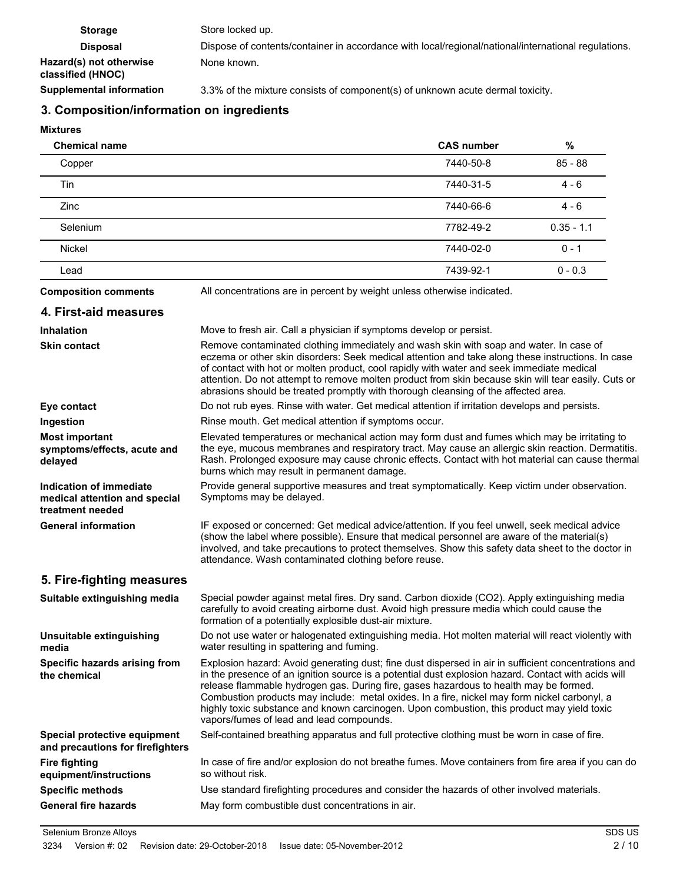**Storage** Store locked up.

**Disposal** Dispose of contents/container in accordance with local/regional/national/international regulations.

**Hazard(s) not otherwise classified (HNOC)** None known.

**Supplemental information** 3.3% of the mixture consists of component(s) of unknown acute dermal toxicity.

## 3. Composition/information on ingredients

**Mixtures**

| Chemical name | CAS number | % |
|---|---|---|
| Copper | 7440-50-8 | 85 - 88 |
| Tin | 7440-31-5 | 4 - 6 |
| Zinc | 7440-66-6 | 4 - 6 |
| Selenium | 7782-49-2 | 0.35 - 1.1 |
| Nickel | 7440-02-0 | 0 - 1 |
| Lead | 7439-92-1 | 0 - 0.3 |

**Composition comments** All concentrations are in percent by weight unless otherwise indicated.

## 4. First-aid measures

**Inhalation** Move to fresh air. Call a physician if symptoms develop or persist.

**Skin contact** Remove contaminated clothing immediately and wash skin with soap and water. In case of eczema or other skin disorders: Seek medical attention and take along these instructions. In case of contact with hot or molten product, cool rapidly with water and seek immediate medical attention. Do not attempt to remove molten product from skin because skin will tear easily. Cuts or abrasions should be treated promptly with thorough cleansing of the affected area.

**Eye contact** Do not rub eyes. Rinse with water. Get medical attention if irritation develops and persists.

**Ingestion** Rinse mouth. Get medical attention if symptoms occur.

**Most important symptoms/effects, acute and delayed** Elevated temperatures or mechanical action may form dust and fumes which may be irritating to the eye, mucous membranes and respiratory tract. May cause an allergic skin reaction. Dermatitis. Rash. Prolonged exposure may cause chronic effects. Contact with hot material can cause thermal burns which may result in permanent damage.

**Indication of immediate medical attention and special treatment needed** Provide general supportive measures and treat symptomatically. Keep victim under observation. Symptoms may be delayed.

**General information** IF exposed or concerned: Get medical advice/attention. If you feel unwell, seek medical advice (show the label where possible). Ensure that medical personnel are aware of the material(s) involved, and take precautions to protect themselves. Show this safety data sheet to the doctor in attendance. Wash contaminated clothing before reuse.

## 5. Fire-fighting measures

**Suitable extinguishing media** Special powder against metal fires. Dry sand. Carbon dioxide ($CO_2$). Apply extinguishing media carefully to avoid creating airborne dust. Avoid high pressure media which could cause the formation of a potentially explosible dust-air mixture.

**Unsuitable extinguishing media** Do not use water or halogenated extinguishing media. Hot molten material will react violently with water resulting in spattering and fuming.

**Specific hazards arising from the chemical** Explosion hazard: Avoid generating dust; fine dust dispersed in air in sufficient concentrations and in the presence of an ignition source is a potential dust explosion hazard. Contact with acids will release flammable hydrogen gas. During fire, gases hazardous to health may be formed. Combustion products may include: metal oxides. In a fire, nickel may form nickel carbonyl, a highly toxic substance and known carcinogen. Upon combustion, this product may yield toxic vapors/fumes of lead and lead compounds.

**Special protective equipment and precautions for firefighters** Self-contained breathing apparatus and full protective clothing must be worn in case of fire.

**Fire fighting equipment/instructions** In case of fire and/or explosion do not breathe fumes. Move containers from fire area if you can do so without risk.

**Specific methods** Use standard firefighting procedures and consider the hazards of other involved materials.

**General fire hazards** May form combustible dust concentrations in air.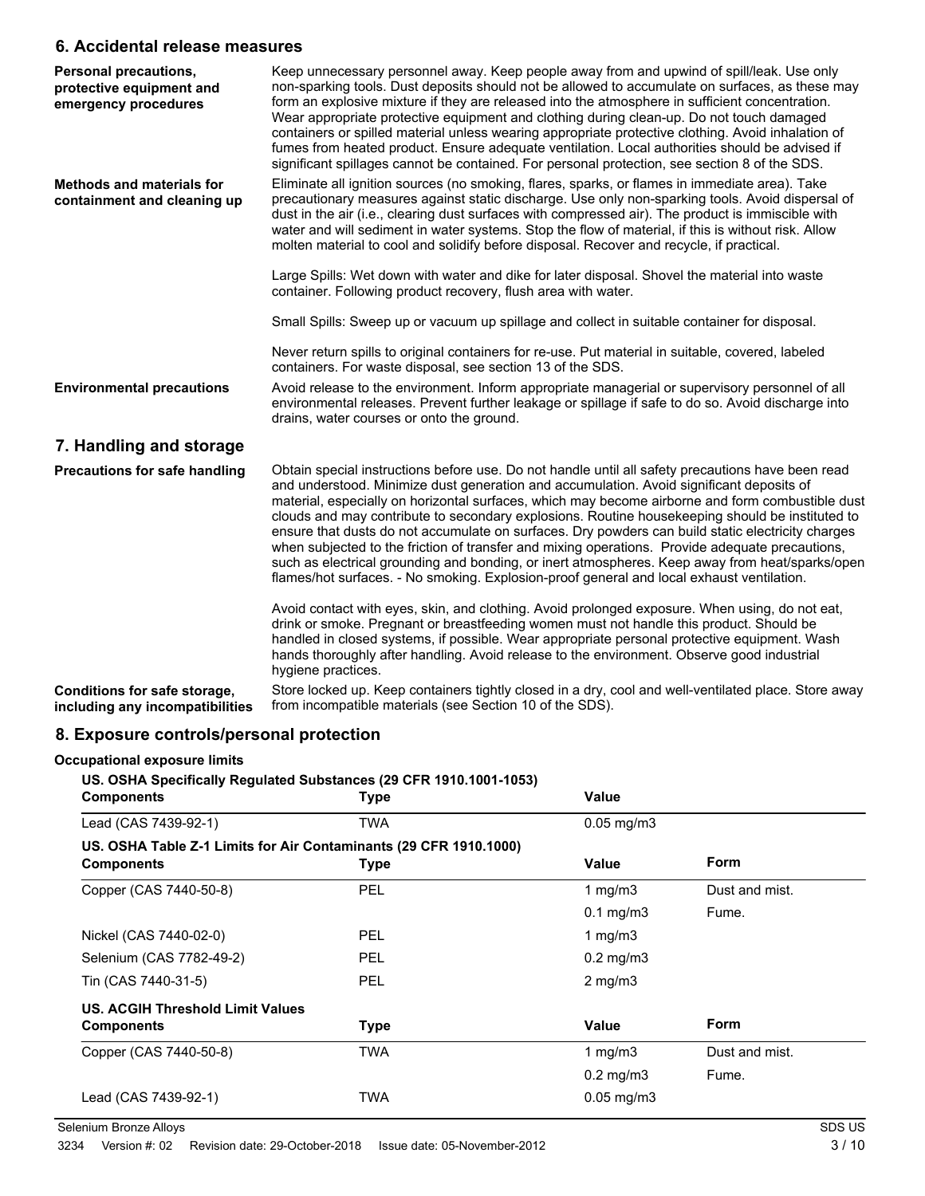## 6. Accidental release measures

**Personal precautions, protective equipment and emergency procedures**

Keep unnecessary personnel away. Keep people away from and upwind of spill/leak. Use only non-sparking tools. Dust deposits should not be allowed to accumulate on surfaces, as these may form an explosive mixture if they are released into the atmosphere in sufficient concentration. Wear appropriate protective equipment and clothing during clean-up. Do not touch damaged containers or spilled material unless wearing appropriate protective clothing. Avoid inhalation of fumes from heated product. Ensure adequate ventilation. Local authorities should be advised if significant spillages cannot be contained. For personal protection, see section 8 of the SDS.

**Methods and materials for containment and cleaning up**

Eliminate all ignition sources (no smoking, flares, sparks, or flames in immediate area). Take precautionary measures against static discharge. Use only non-sparking tools. Avoid dispersal of dust in the air (i.e., clearing dust surfaces with compressed air). The product is immiscible with water and will sediment in water systems. Stop the flow of material, if this is without risk. Allow molten material to cool and solidify before disposal. Recover and recycle, if practical.

Large Spills: Wet down with water and dike for later disposal. Shovel the material into waste container. Following product recovery, flush area with water.

Small Spills: Sweep up or vacuum up spillage and collect in suitable container for disposal.

Never return spills to original containers for re-use. Put material in suitable, covered, labeled containers. For waste disposal, see section 13 of the SDS.

**Environmental precautions**

Avoid release to the environment. Inform appropriate managerial or supervisory personnel of all environmental releases. Prevent further leakage or spillage if safe to do so. Avoid discharge into drains, water courses or onto the ground.

## 7. Handling and storage

**Precautions for safe handling**

Obtain special instructions before use. Do not handle until all safety precautions have been read and understood. Minimize dust generation and accumulation. Avoid significant deposits of material, especially on horizontal surfaces, which may become airborne and form combustible dust clouds and may contribute to secondary explosions. Routine housekeeping should be instituted to ensure that dusts do not accumulate on surfaces. Dry powders can build static electricity charges when subjected to the friction of transfer and mixing operations. Provide adequate precautions, such as electrical grounding and bonding, or inert atmospheres. Keep away from heat/sparks/open flames/hot surfaces. - No smoking. Explosion-proof general and local exhaust ventilation.

Avoid contact with eyes, skin, and clothing. Avoid prolonged exposure. When using, do not eat, drink or smoke. Pregnant or breastfeeding women must not handle this product. Should be handled in closed systems, if possible. Wear appropriate personal protective equipment. Wash hands thoroughly after handling. Avoid release to the environment. Observe good industrial hygiene practices.

**Conditions for safe storage, including any incompatibilities**

Store locked up. Keep containers tightly closed in a dry, cool and well-ventilated place. Store away from incompatible materials (see Section 10 of the SDS).

## 8. Exposure controls/personal protection

**Occupational exposure limits**

**US. OSHA Specifically Regulated Substances (29 CFR 1910.1001-1053)**

| Components | Type | Value |
|---|---|---|
| Lead (CAS 7439-92-1) | TWA | 0.05 mg/m3 |

**US. OSHA Table Z-1 Limits for Air Contaminants (29 CFR 1910.1000)**

| Components | Type | Value | Form |
|---|---|---|---|
| Copper (CAS 7440-50-8) | PEL | 1 mg/m3 | Dust and mist. |
| | | 0.1 mg/m3 | Fume. |
| Nickel (CAS 7440-02-0) | PEL | 1 mg/m3 | |
| Selenium (CAS 7782-49-2) | PEL | 0.2 mg/m3 | |
| Tin (CAS 7440-31-5) | PEL | 2 mg/m3 | |

**US. ACGIH Threshold Limit Values**

| Components | Type | Value | Form |
|---|---|---|---|
| Copper (CAS 7440-50-8) | TWA | 1 mg/m3 | Dust and mist. |
| | | 0.2 mg/m3 | Fume. |
| Lead (CAS 7439-92-1) | TWA | 0.05 mg/m3 | |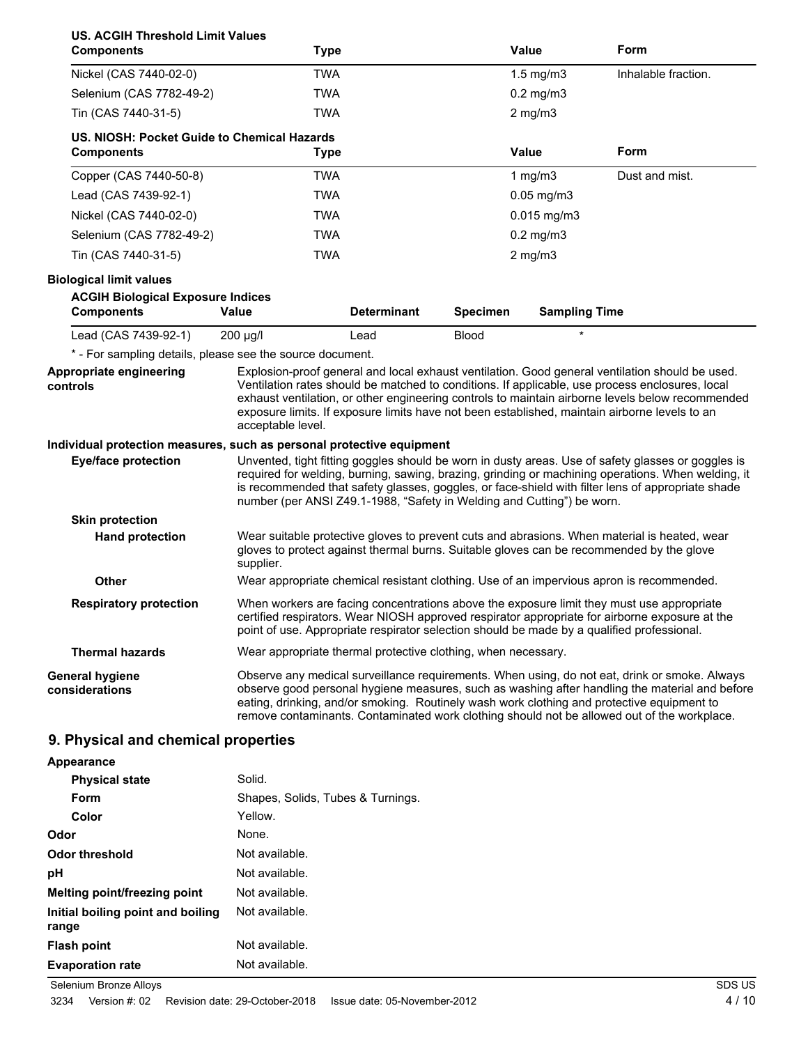**US. ACGIH Threshold Limit Values**

| Components | Type | Value | Form |
|---|---|---|---|
| Nickel (CAS 7440-02-0) | TWA | 1.5 mg/m3 | Inhalable fraction. |
| Selenium (CAS 7782-49-2) | TWA | 0.2 mg/m3 | |
| Tin (CAS 7440-31-5) | TWA | 2 mg/m3 | |

**US. NIOSH: Pocket Guide to Chemical Hazards**

| Components | Type | Value | Form |
|---|---|---|---|
| Copper (CAS 7440-50-8) | TWA | 1 mg/m3 | Dust and mist. |
| Lead (CAS 7439-92-1) | TWA | 0.05 mg/m3 | |
| Nickel (CAS 7440-02-0) | TWA | 0.015 mg/m3 | |
| Selenium (CAS 7782-49-2) | TWA | 0.2 mg/m3 | |
| Tin (CAS 7440-31-5) | TWA | 2 mg/m3 | |

**Biological limit values**

**ACGIH Biological Exposure Indices**

| Components | Value | Determinant | Specimen | Sampling Time |
|---|---|---|---|---|
| Lead (CAS 7439-92-1) | 200 µg/l | Lead | Blood | * |

\* - For sampling details, please see the source document.

**Appropriate engineering controls**
Explosion-proof general and local exhaust ventilation. Good general ventilation should be used. Ventilation rates should be matched to conditions. If applicable, use process enclosures, local exhaust ventilation, or other engineering controls to maintain airborne levels below recommended exposure limits. If exposure limits have not been established, maintain airborne levels to an acceptable level.

**Individual protection measures, such as personal protective equipment**

**Eye/face protection**
Unvented, tight fitting goggles should be worn in dusty areas. Use of safety glasses or goggles is required for welding, burning, sawing, brazing, grinding or machining operations. When welding, it is recommended that safety glasses, goggles, or face-shield with filter lens of appropriate shade number (per ANSI Z49.1-1988, "Safety in Welding and Cutting") be worn.

**Skin protection**

**Hand protection**
Wear suitable protective gloves to prevent cuts and abrasions. When material is heated, wear gloves to protect against thermal burns. Suitable gloves can be recommended by the glove supplier.

**Other**
Wear appropriate chemical resistant clothing. Use of an impervious apron is recommended.

**Respiratory protection**
When workers are facing concentrations above the exposure limit they must use appropriate certified respirators. Wear NIOSH approved respirator appropriate for airborne exposure at the point of use. Appropriate respirator selection should be made by a qualified professional.

**Thermal hazards**
Wear appropriate thermal protective clothing, when necessary.

**General hygiene considerations**
Observe any medical surveillance requirements. When using, do not eat, drink or smoke. Always observe good personal hygiene measures, such as washing after handling the material and before eating, drinking, and/or smoking. Routinely wash work clothing and protective equipment to remove contaminants. Contaminated work clothing should not be allowed out of the workplace.

## 9. Physical and chemical properties

**Appearance**

| | |
|---|---|
| Physical state | Solid. |
| Form | Shapes, Solids, Tubes & Turnings. |
| Color | Yellow. |
| **Odor** | None. |
| **Odor threshold** | Not available. |
| **pH** | Not available. |
| **Melting point/freezing point** | Not available. |
| **Initial boiling point and boiling range** | Not available. |
| **Flash point** | Not available. |
| **Evaporation rate** | Not available. |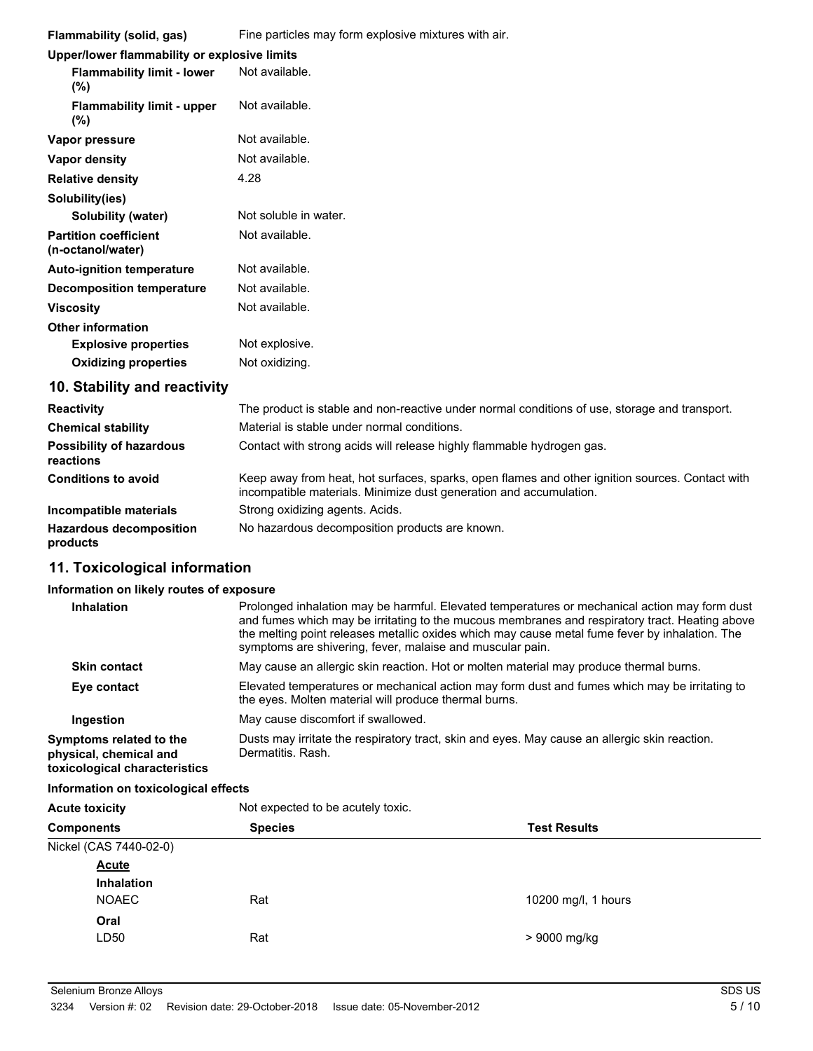| | |
|---|---|
| **Flammability (solid, gas)** | Fine particles may form explosive mixtures with air. |
| **Upper/lower flammability or explosive limits** | |
| **Flammability limit - lower (%)** | Not available. |
| **Flammability limit - upper (%)** | Not available. |
| **Vapor pressure** | Not available. |
| **Vapor density** | Not available. |
| **Relative density** | 4.28 |
| **Solubility(ies)** | |
| **Solubility (water)** | Not soluble in water. |
| **Partition coefficient (n-octanol/water)** | Not available. |
| **Auto-ignition temperature** | Not available. |
| **Decomposition temperature** | Not available. |
| **Viscosity** | Not available. |
| **Other information** | |
| **Explosive properties** | Not explosive. |
| **Oxidizing properties** | Not oxidizing. |

## 10. Stability and reactivity

| | |
|---|---|
| **Reactivity** | The product is stable and non-reactive under normal conditions of use, storage and transport. |
| **Chemical stability** | Material is stable under normal conditions. |
| **Possibility of hazardous reactions** | Contact with strong acids will release highly flammable hydrogen gas. |
| **Conditions to avoid** | Keep away from heat, hot surfaces, sparks, open flames and other ignition sources. Contact with incompatible materials. Minimize dust generation and accumulation. |
| **Incompatible materials** | Strong oxidizing agents. Acids. |
| **Hazardous decomposition products** | No hazardous decomposition products are known. |

## 11. Toxicological information

**Information on likely routes of exposure**

| | |
|---|---|
| **Inhalation** | Prolonged inhalation may be harmful. Elevated temperatures or mechanical action may form dust and fumes which may be irritating to the mucous membranes and respiratory tract. Heating above the melting point releases metallic oxides which may cause metal fume fever by inhalation. The symptoms are shivering, fever, malaise and muscular pain. |
| **Skin contact** | May cause an allergic skin reaction. Hot or molten material may produce thermal burns. |
| **Eye contact** | Elevated temperatures or mechanical action may form dust and fumes which may be irritating to the eyes. Molten material will produce thermal burns. |
| **Ingestion** | May cause discomfort if swallowed. |
| **Symptoms related to the physical, chemical and toxicological characteristics** | Dusts may irritate the respiratory tract, skin and eyes. May cause an allergic skin reaction. Dermatitis. Rash. |

**Information on toxicological effects**

**Acute toxicity** Not expected to be acutely toxic.

| Components | Species | Test Results |
|---|---|---|
| Nickel (CAS 7440-02-0) | | |
| **Acute** | | |
| **Inhalation** | | |
| NOAEC | Rat | 10200 mg/l, 1 hours |
| **Oral** | | |
| LD50 | Rat | > 9000 mg/kg |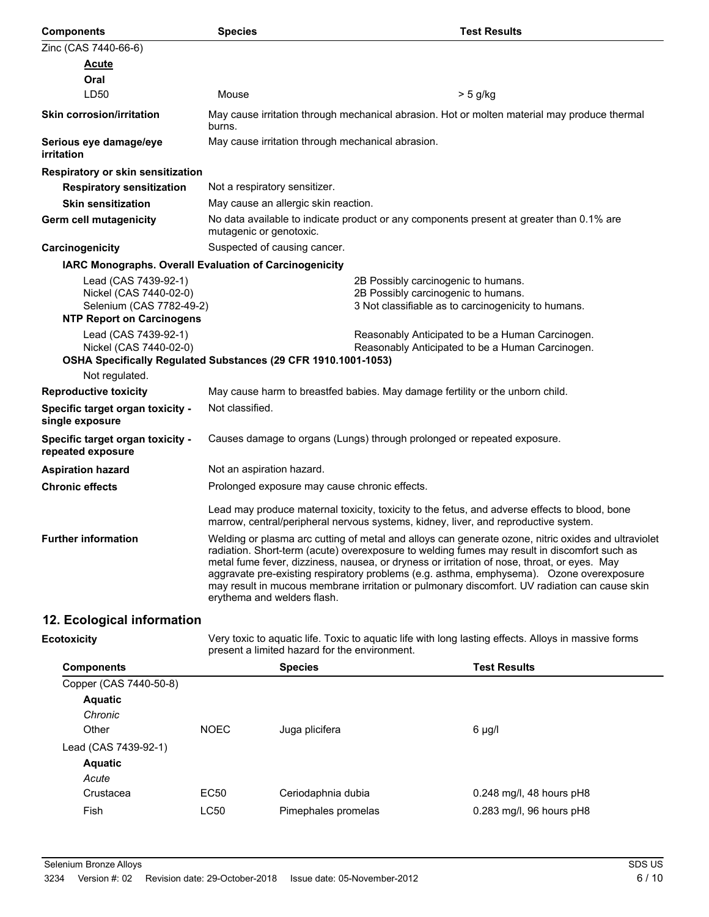| Components | Species | Test Results |
| --- | --- | --- |
| Zinc (CAS 7440-66-6) | | |
| **Acute** | | |
| **Oral** | | |
| LD50 | Mouse | > 5 g/kg |

**Skin corrosion/irritation** May cause irritation through mechanical abrasion. Hot or molten material may produce thermal burns.

**Serious eye damage/eye irritation** May cause irritation through mechanical abrasion.

**Respiratory or skin sensitization**

**Respiratory sensitization** Not a respiratory sensitizer.

**Skin sensitization** May cause an allergic skin reaction.

**Germ cell mutagenicity** No data available to indicate product or any components present at greater than 0.1% are mutagenic or genotoxic.

**Carcinogenicity** Suspected of causing cancer.

**IARC Monographs. Overall Evaluation of Carcinogenicity**

| | |
| --- | --- |
| Lead (CAS 7439-92-1) | 2B Possibly carcinogenic to humans. |
| Nickel (CAS 7440-02-0) | 2B Possibly carcinogenic to humans. |
| Selenium (CAS 7782-49-2) | 3 Not classifiable as to carcinogenicity to humans. |

**NTP Report on Carcinogens**

| | |
| --- | --- |
| Lead (CAS 7439-92-1) | Reasonably Anticipated to be a Human Carcinogen. |
| Nickel (CAS 7440-02-0) | Reasonably Anticipated to be a Human Carcinogen. |

**OSHA Specifically Regulated Substances (29 CFR 1910.1001-1053)**

Not regulated.

**Reproductive toxicity** May cause harm to breastfed babies. May damage fertility or the unborn child.

**Specific target organ toxicity - single exposure** Not classified.

**Specific target organ toxicity - repeated exposure** Causes damage to organs (Lungs) through prolonged or repeated exposure.

**Aspiration hazard** Not an aspiration hazard.

**Chronic effects** Prolonged exposure may cause chronic effects.

Lead may produce maternal toxicity, toxicity to the fetus, and adverse effects to blood, bone marrow, central/peripheral nervous systems, kidney, liver, and reproductive system.

**Further information** Welding or plasma arc cutting of metal and alloys can generate ozone, nitric oxides and ultraviolet radiation. Short-term (acute) overexposure to welding fumes may result in discomfort such as metal fume fever, dizziness, nausea, or dryness or irritation of nose, throat, or eyes. May aggravate pre-existing respiratory problems (e.g. asthma, emphysema). Ozone overexposure may result in mucous membrane irritation or pulmonary discomfort. UV radiation can cause skin erythema and welders flash.

## 12. Ecological information

**Ecotoxicity** Very toxic to aquatic life. Toxic to aquatic life with long lasting effects. Alloys in massive forms present a limited hazard for the environment.

| Components | | Species | Test Results |
| --- | --- | --- | --- |
| Copper (CAS 7440-50-8) | | | |
| **Aquatic** | | | |
| *Chronic* | | | |
| Other | NOEC | Juga plicifera | 6 µg/l |
| Lead (CAS 7439-92-1) | | | |
| **Aquatic** | | | |
| *Acute* | | | |
| Crustacea | EC50 | Ceriodaphnia dubia | 0.248 mg/l, 48 hours pH8 |
| Fish | LC50 | Pimephales promelas | 0.283 mg/l, 96 hours pH8 |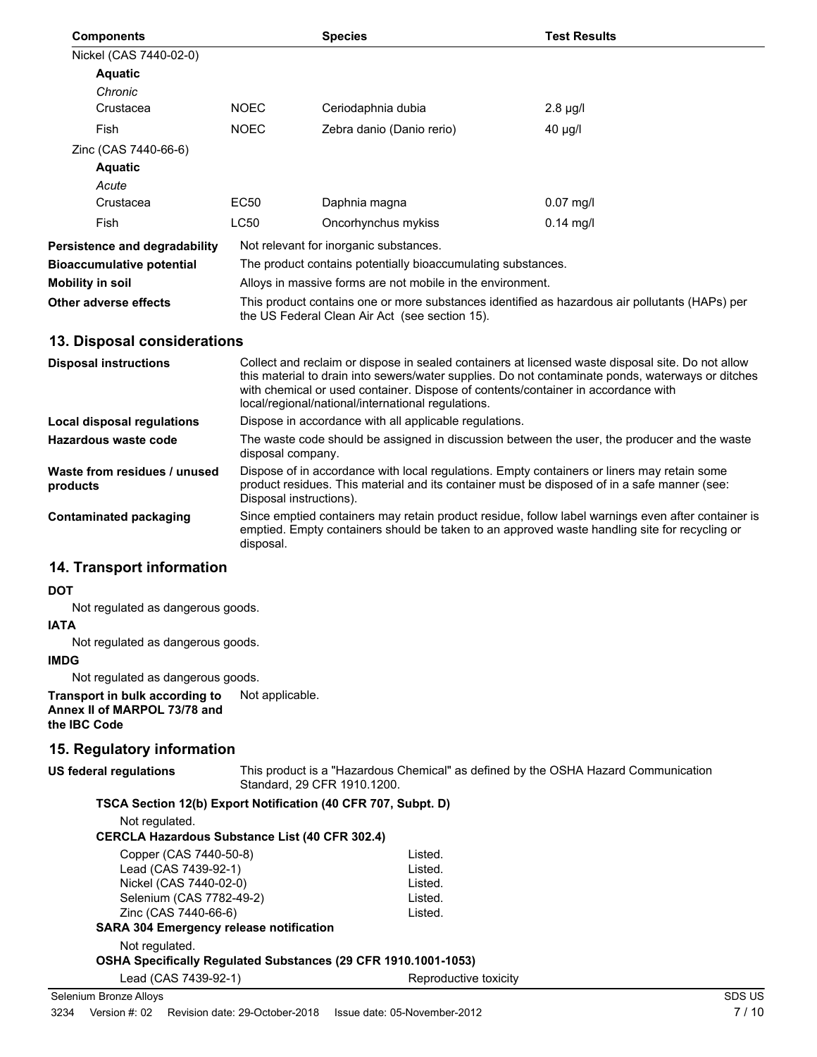| Components | | Species | Test Results |
|---|---|---|---|
| Nickel (CAS 7440-02-0) | | | |
| **Aquatic** | | | |
| *Chronic* | | | |
| Crustacea | NOEC | Ceriodaphnia dubia | 2.8 µg/l |
| Fish | NOEC | Zebra danio (Danio rerio) | 40 µg/l |
| Zinc (CAS 7440-66-6) | | | |
| **Aquatic** | | | |
| *Acute* | | | |
| Crustacea | EC50 | Daphnia magna | 0.07 mg/l |
| Fish | LC50 | Oncorhynchus mykiss | 0.14 mg/l |

**Persistence and degradability** Not relevant for inorganic substances.

**Bioaccumulative potential** The product contains potentially bioaccumulating substances.

**Mobility in soil** Alloys in massive forms are not mobile in the environment.

**Other adverse effects** This product contains one or more substances identified as hazardous air pollutants (HAPs) per the US Federal Clean Air Act (see section 15).

## 13. Disposal considerations

**Disposal instructions** Collect and reclaim or dispose in sealed containers at licensed waste disposal site. Do not allow this material to drain into sewers/water supplies. Do not contaminate ponds, waterways or ditches with chemical or used container. Dispose of contents/container in accordance with local/regional/national/international regulations.

**Local disposal regulations** Dispose in accordance with all applicable regulations.

**Hazardous waste code** The waste code should be assigned in discussion between the user, the producer and the waste disposal company.

**Waste from residues / unused products** Dispose of in accordance with local regulations. Empty containers or liners may retain some product residues. This material and its container must be disposed of in a safe manner (see: Disposal instructions).

**Contaminated packaging** Since emptied containers may retain product residue, follow label warnings even after container is emptied. Empty containers should be taken to an approved waste handling site for recycling or disposal.

## 14. Transport information

**DOT**

Not regulated as dangerous goods.

**IATA**

Not regulated as dangerous goods.

**IMDG**

Not regulated as dangerous goods.

**Transport in bulk according to Annex II of MARPOL 73/78 and the IBC Code** Not applicable.

## 15. Regulatory information

**US federal regulations** This product is a "Hazardous Chemical" as defined by the OSHA Hazard Communication Standard, 29 CFR 1910.1200.

**TSCA Section 12(b) Export Notification (40 CFR 707, Subpt. D)**

Not regulated.

**CERCLA Hazardous Substance List (40 CFR 302.4)**

| | |
|---|---|
| Copper (CAS 7440-50-8) | Listed. |
| Lead (CAS 7439-92-1) | Listed. |
| Nickel (CAS 7440-02-0) | Listed. |
| Selenium (CAS 7782-49-2) | Listed. |
| Zinc (CAS 7440-66-6) | Listed. |

**SARA 304 Emergency release notification**

Not regulated.

**OSHA Specifically Regulated Substances (29 CFR 1910.1001-1053)**

| | |
|---|---|
| Lead (CAS 7439-92-1) | Reproductive toxicity |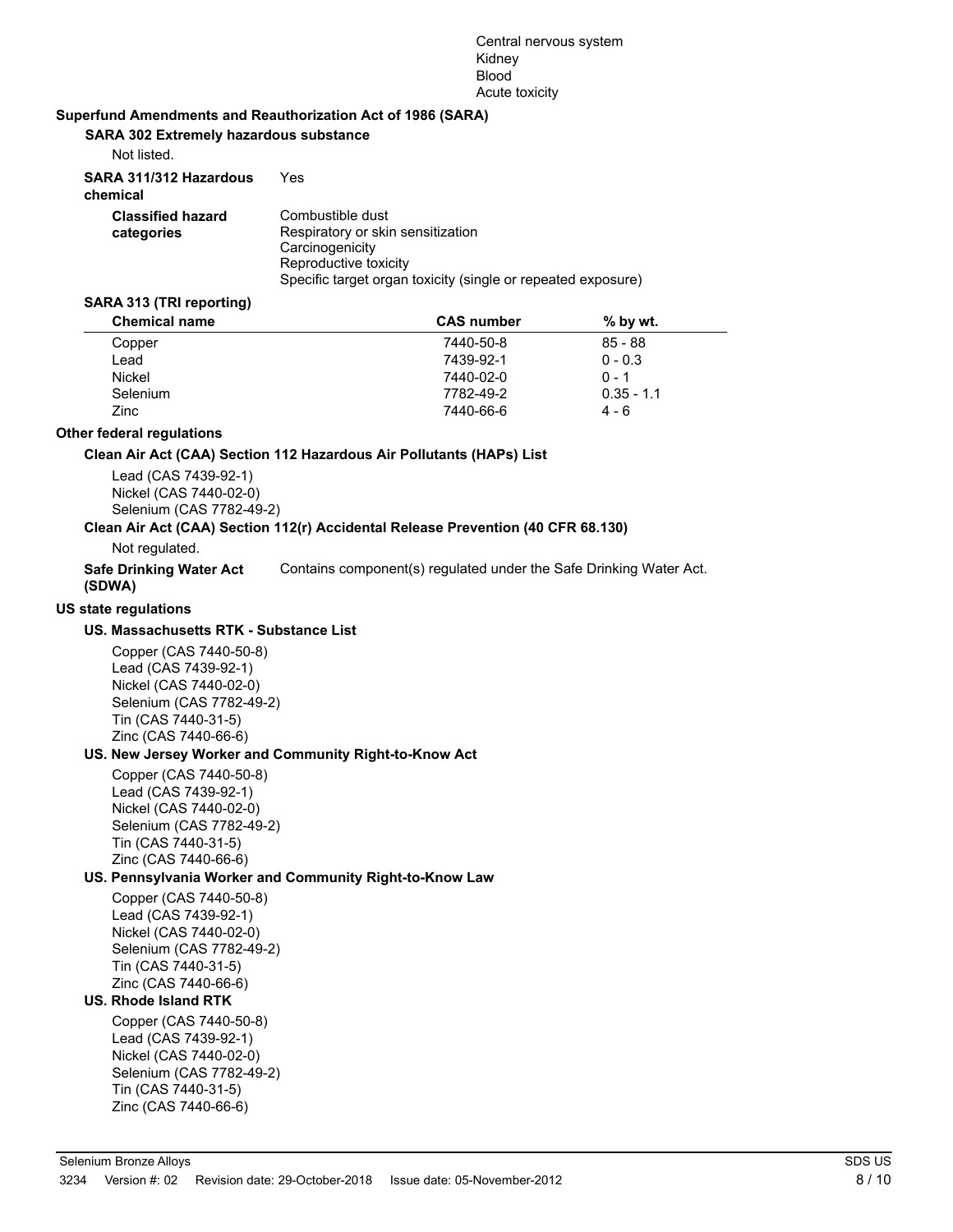Central nervous system
Kidney
Blood
Acute toxicity

## Superfund Amendments and Reauthorization Act of 1986 (SARA)

### SARA 302 Extremely hazardous substance

Not listed.

**SARA 311/312 Hazardous chemical** Yes

**Classified hazard categories**
Combustible dust
Respiratory or skin sensitization
Carcinogenicity
Reproductive toxicity
Specific target organ toxicity (single or repeated exposure)

### SARA 313 (TRI reporting)

| Chemical name | CAS number | % by wt. |
|---|---|---|
| Copper | 7440-50-8 | 85 - 88 |
| Lead | 7439-92-1 | 0 - 0.3 |
| Nickel | 7440-02-0 | 0 - 1 |
| Selenium | 7782-49-2 | 0.35 - 1.1 |
| Zinc | 7440-66-6 | 4 - 6 |

## Other federal regulations

### Clean Air Act (CAA) Section 112 Hazardous Air Pollutants (HAPs) List

Lead (CAS 7439-92-1)
Nickel (CAS 7440-02-0)
Selenium (CAS 7782-49-2)

### Clean Air Act (CAA) Section 112(r) Accidental Release Prevention (40 CFR 68.130)

Not regulated.

**Safe Drinking Water Act (SDWA)** Contains component(s) regulated under the Safe Drinking Water Act.

## US state regulations

### US. Massachusetts RTK - Substance List

Copper (CAS 7440-50-8)
Lead (CAS 7439-92-1)
Nickel (CAS 7440-02-0)
Selenium (CAS 7782-49-2)
Tin (CAS 7440-31-5)
Zinc (CAS 7440-66-6)

### US. New Jersey Worker and Community Right-to-Know Act

Copper (CAS 7440-50-8)
Lead (CAS 7439-92-1)
Nickel (CAS 7440-02-0)
Selenium (CAS 7782-49-2)
Tin (CAS 7440-31-5)
Zinc (CAS 7440-66-6)

### US. Pennsylvania Worker and Community Right-to-Know Law

Copper (CAS 7440-50-8)
Lead (CAS 7439-92-1)
Nickel (CAS 7440-02-0)
Selenium (CAS 7782-49-2)
Tin (CAS 7440-31-5)
Zinc (CAS 7440-66-6)

### US. Rhode Island RTK

Copper (CAS 7440-50-8)
Lead (CAS 7439-92-1)
Nickel (CAS 7440-02-0)
Selenium (CAS 7782-49-2)
Tin (CAS 7440-31-5)
Zinc (CAS 7440-66-6)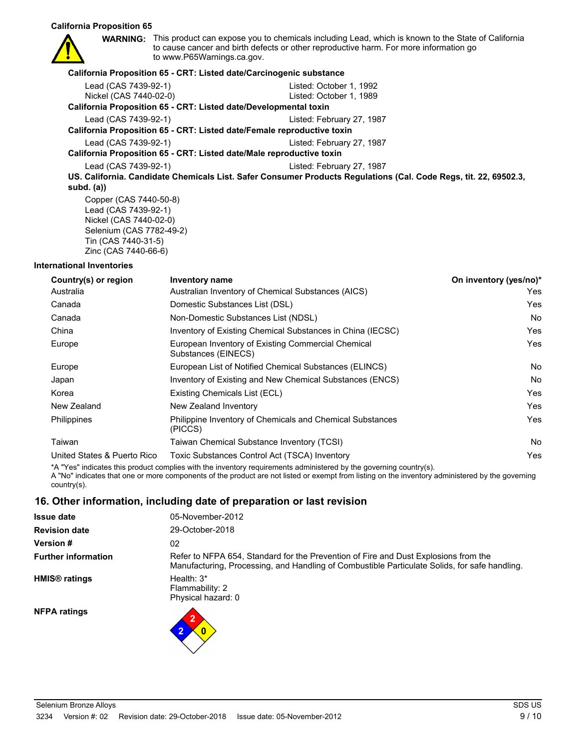**California Proposition 65**

**WARNING:** This product can expose you to chemicals including Lead, which is known to the State of California to cause cancer and birth defects or other reproductive harm. For more information go to www.P65Warnings.ca.gov.

**California Proposition 65 - CRT: Listed date/Carcinogenic substance**

| | |
|---|---|
| Lead (CAS 7439-92-1) | Listed: October 1, 1992 |
| Nickel (CAS 7440-02-0) | Listed: October 1, 1989 |

**California Proposition 65 - CRT: Listed date/Developmental toxin**

| | |
|---|---|
| Lead (CAS 7439-92-1) | Listed: February 27, 1987 |

**California Proposition 65 - CRT: Listed date/Female reproductive toxin**

| | |
|---|---|
| Lead (CAS 7439-92-1) | Listed: February 27, 1987 |

**California Proposition 65 - CRT: Listed date/Male reproductive toxin**

| | |
|---|---|
| Lead (CAS 7439-92-1) | Listed: February 27, 1987 |

**US. California. Candidate Chemicals List. Safer Consumer Products Regulations (Cal. Code Regs, tit. 22, 69502.3, subd. (a))**

Copper (CAS 7440-50-8)
Lead (CAS 7439-92-1)
Nickel (CAS 7440-02-0)
Selenium (CAS 7782-49-2)
Tin (CAS 7440-31-5)
Zinc (CAS 7440-66-6)

**International Inventories**

| Country(s) or region | Inventory name | On inventory (yes/no)* |
|---|---|---|
| Australia | Australian Inventory of Chemical Substances (AICS) | Yes |
| Canada | Domestic Substances List (DSL) | Yes |
| Canada | Non-Domestic Substances List (NDSL) | No |
| China | Inventory of Existing Chemical Substances in China (IECSC) | Yes |
| Europe | European Inventory of Existing Commercial Chemical Substances (EINECS) | Yes |
| Europe | European List of Notified Chemical Substances (ELINCS) | No |
| Japan | Inventory of Existing and New Chemical Substances (ENCS) | No |
| Korea | Existing Chemicals List (ECL) | Yes |
| New Zealand | New Zealand Inventory | Yes |
| Philippines | Philippine Inventory of Chemicals and Chemical Substances (PICCS) | Yes |
| Taiwan | Taiwan Chemical Substance Inventory (TCSI) | No |
| United States & Puerto Rico | Toxic Substances Control Act (TSCA) Inventory | Yes |

*A "Yes" indicates this product complies with the inventory requirements administered by the governing country(s).
A "No" indicates that one or more components of the product are not listed or exempt from listing on the inventory administered by the governing country(s).

## 16. Other information, including date of preparation or last revision

| | |
|---|---|
| **Issue date** | 05-November-2012 |
| **Revision date** | 29-October-2018 |
| **Version #** | 02 |
| **Further information** | Refer to NFPA 654, Standard for the Prevention of Fire and Dust Explosions from the Manufacturing, Processing, and Handling of Combustible Particulate Solids, for safe handling. |
| **HMIS® ratings** | Health: 3*<br>Flammability: 2<br>Physical hazard: 0 |
| **NFPA ratings** | Health: 2, Flammability: 2, Instability: 0 |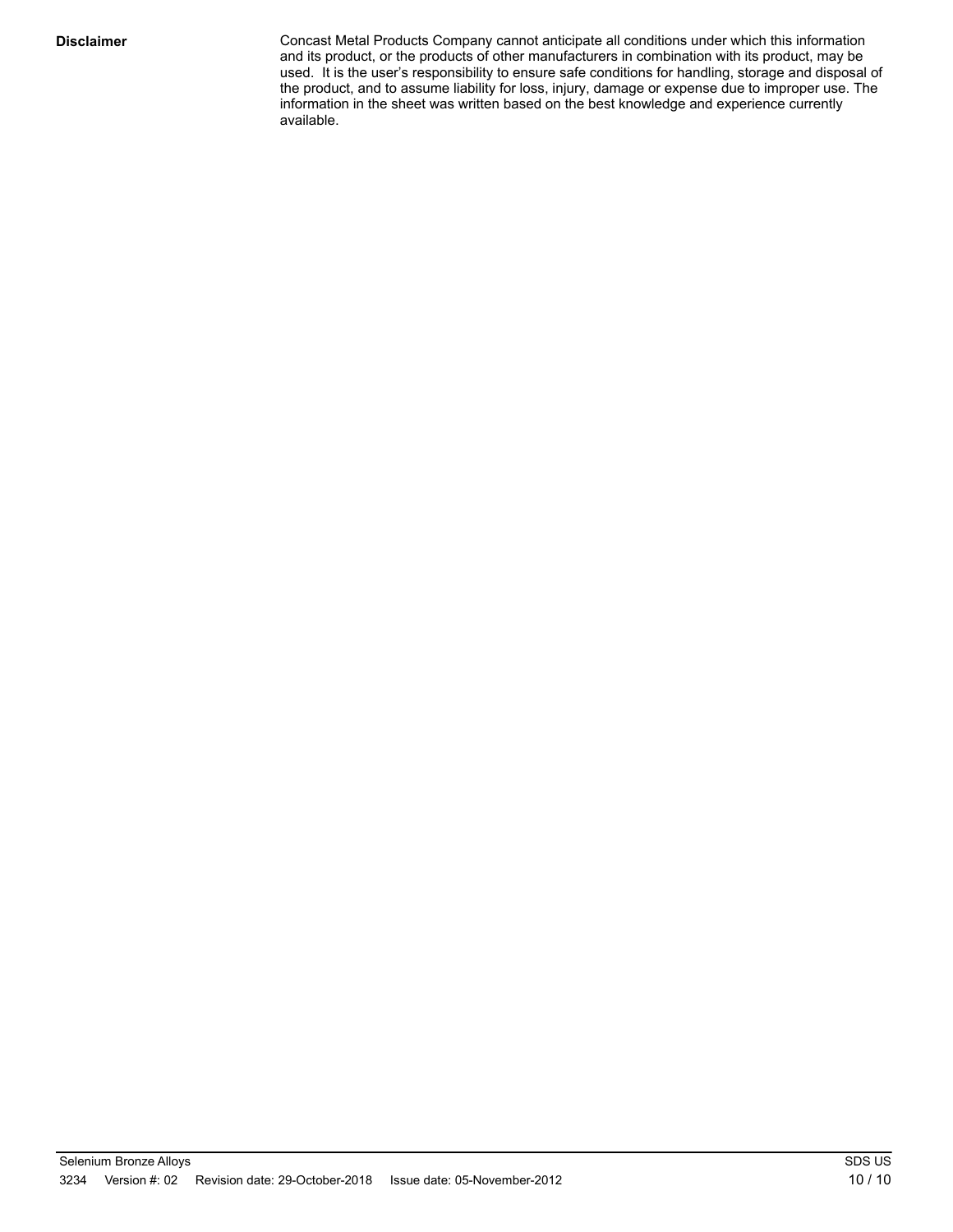**Disclaimer**

Concast Metal Products Company cannot anticipate all conditions under which this information and its product, or the products of other manufacturers in combination with its product, may be used. It is the user's responsibility to ensure safe conditions for handling, storage and disposal of the product, and to assume liability for loss, injury, damage or expense due to improper use. The information in the sheet was written based on the best knowledge and experience currently available.